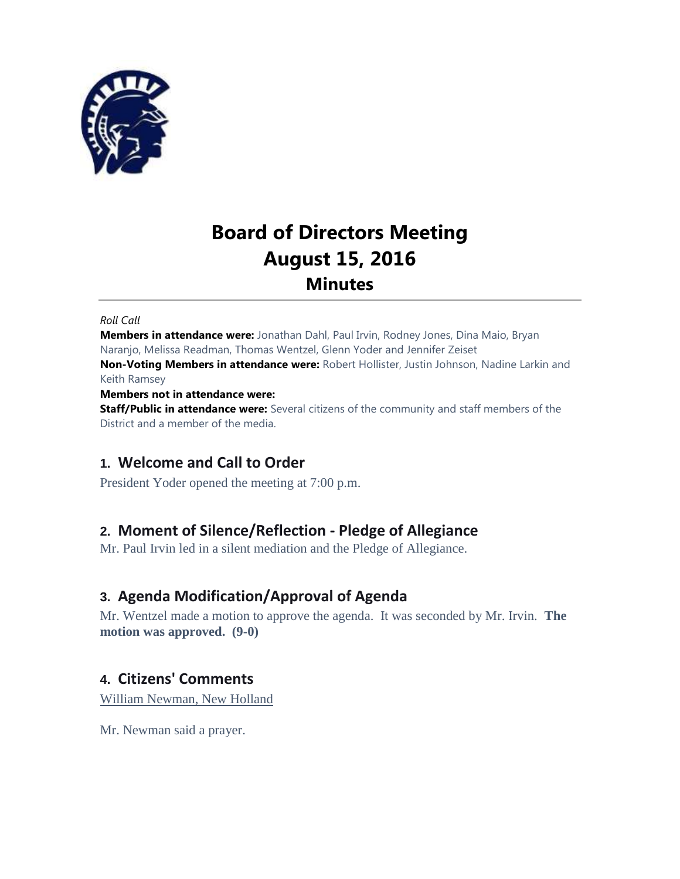# Board of Directors Meeting
# August 15, 2016
## Minutes

*Roll Call*

**Members in attendance were:** Jonathan Dahl, Paul Irvin, Rodney Jones, Dina Maio, Bryan Naranjo, Melissa Readman, Thomas Wentzel, Glenn Yoder and Jennifer Zeiset

**Non-Voting Members in attendance were:** Robert Hollister, Justin Johnson, Nadine Larkin and Keith Ramsey

**Members not in attendance were:**

**Staff/Public in attendance were:** Several citizens of the community and staff members of the District and a member of the media.

### 1. Welcome and Call to Order

President Yoder opened the meeting at 7:00 p.m.

### 2. Moment of Silence/Reflection - Pledge of Allegiance

Mr. Paul Irvin led in a silent mediation and the Pledge of Allegiance.

### 3. Agenda Modification/Approval of Agenda

Mr. Wentzel made a motion to approve the agenda. It was seconded by Mr. Irvin. **The motion was approved. (9-0)**

### 4. Citizens' Comments

William Newman, New Holland

Mr. Newman said a prayer.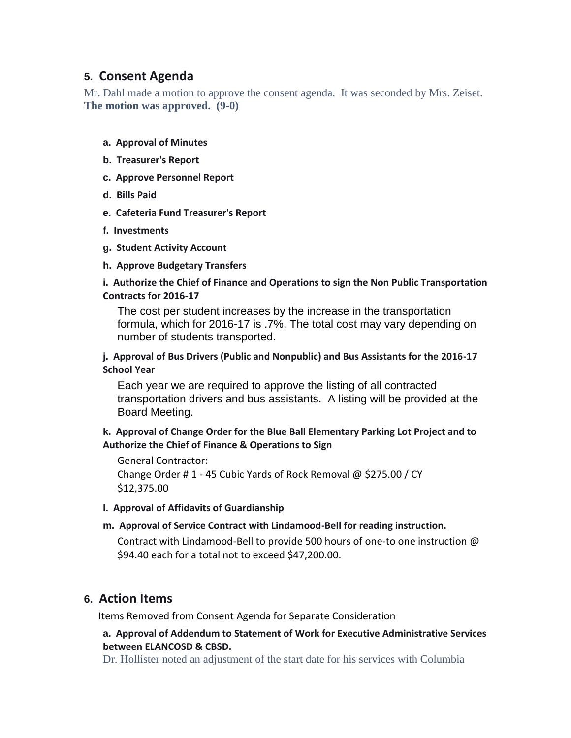## 5. Consent Agenda

Mr. Dahl made a motion to approve the consent agenda. It was seconded by Mrs. Zeiset. **The motion was approved. (9-0)**

**a. Approval of Minutes**

**b. Treasurer's Report**

**c. Approve Personnel Report**

**d. Bills Paid**

**e. Cafeteria Fund Treasurer's Report**

**f. Investments**

**g. Student Activity Account**

**h. Approve Budgetary Transfers**

**i. Authorize the Chief of Finance and Operations to sign the Non Public Transportation Contracts for 2016-17**

The cost per student increases by the increase in the transportation formula, which for 2016-17 is .7%. The total cost may vary depending on number of students transported.

**j. Approval of Bus Drivers (Public and Nonpublic) and Bus Assistants for the 2016-17 School Year**

Each year we are required to approve the listing of all contracted transportation drivers and bus assistants. A listing will be provided at the Board Meeting.

**k. Approval of Change Order for the Blue Ball Elementary Parking Lot Project and to Authorize the Chief of Finance & Operations to Sign**

General Contractor:
Change Order # 1 - 45 Cubic Yards of Rock Removal @ $275.00 / CY
$12,375.00

**l. Approval of Affidavits of Guardianship**

**m. Approval of Service Contract with Lindamood-Bell for reading instruction.**

Contract with Lindamood-Bell to provide 500 hours of one-to one instruction @ $94.40 each for a total not to exceed $47,200.00.

## 6. Action Items

Items Removed from Consent Agenda for Separate Consideration

**a. Approval of Addendum to Statement of Work for Executive Administrative Services between ELANCOSD & CBSD.**

Dr. Hollister noted an adjustment of the start date for his services with Columbia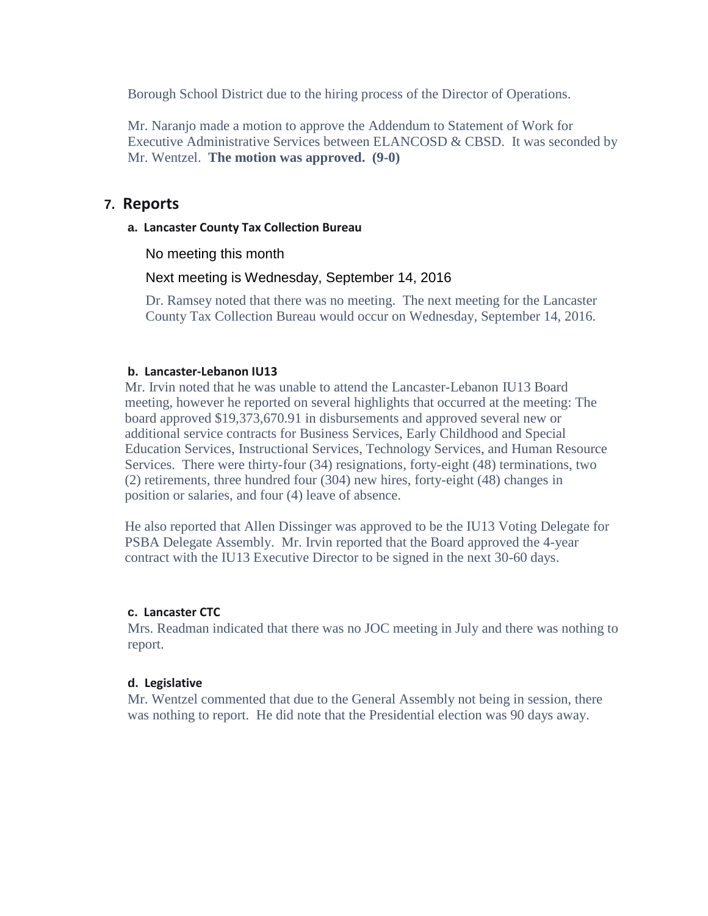Borough School District due to the hiring process of the Director of Operations.

Mr. Naranjo made a motion to approve the Addendum to Statement of Work for Executive Administrative Services between ELANCOSD & CBSD. It was seconded by Mr. Wentzel. **The motion was approved. (9-0)**

## 7. Reports

### a. Lancaster County Tax Collection Bureau

No meeting this month

Next meeting is Wednesday, September 14, 2016

Dr. Ramsey noted that there was no meeting. The next meeting for the Lancaster County Tax Collection Bureau would occur on Wednesday, September 14, 2016.

### b. Lancaster-Lebanon IU13

Mr. Irvin noted that he was unable to attend the Lancaster-Lebanon IU13 Board meeting, however he reported on several highlights that occurred at the meeting: The board approved $19,373,670.91 in disbursements and approved several new or additional service contracts for Business Services, Early Childhood and Special Education Services, Instructional Services, Technology Services, and Human Resource Services. There were thirty-four (34) resignations, forty-eight (48) terminations, two (2) retirements, three hundred four (304) new hires, forty-eight (48) changes in position or salaries, and four (4) leave of absence.

He also reported that Allen Dissinger was approved to be the IU13 Voting Delegate for PSBA Delegate Assembly. Mr. Irvin reported that the Board approved the 4-year contract with the IU13 Executive Director to be signed in the next 30-60 days.

### c. Lancaster CTC

Mrs. Readman indicated that there was no JOC meeting in July and there was nothing to report.

### d. Legislative

Mr. Wentzel commented that due to the General Assembly not being in session, there was nothing to report. He did note that the Presidential election was 90 days away.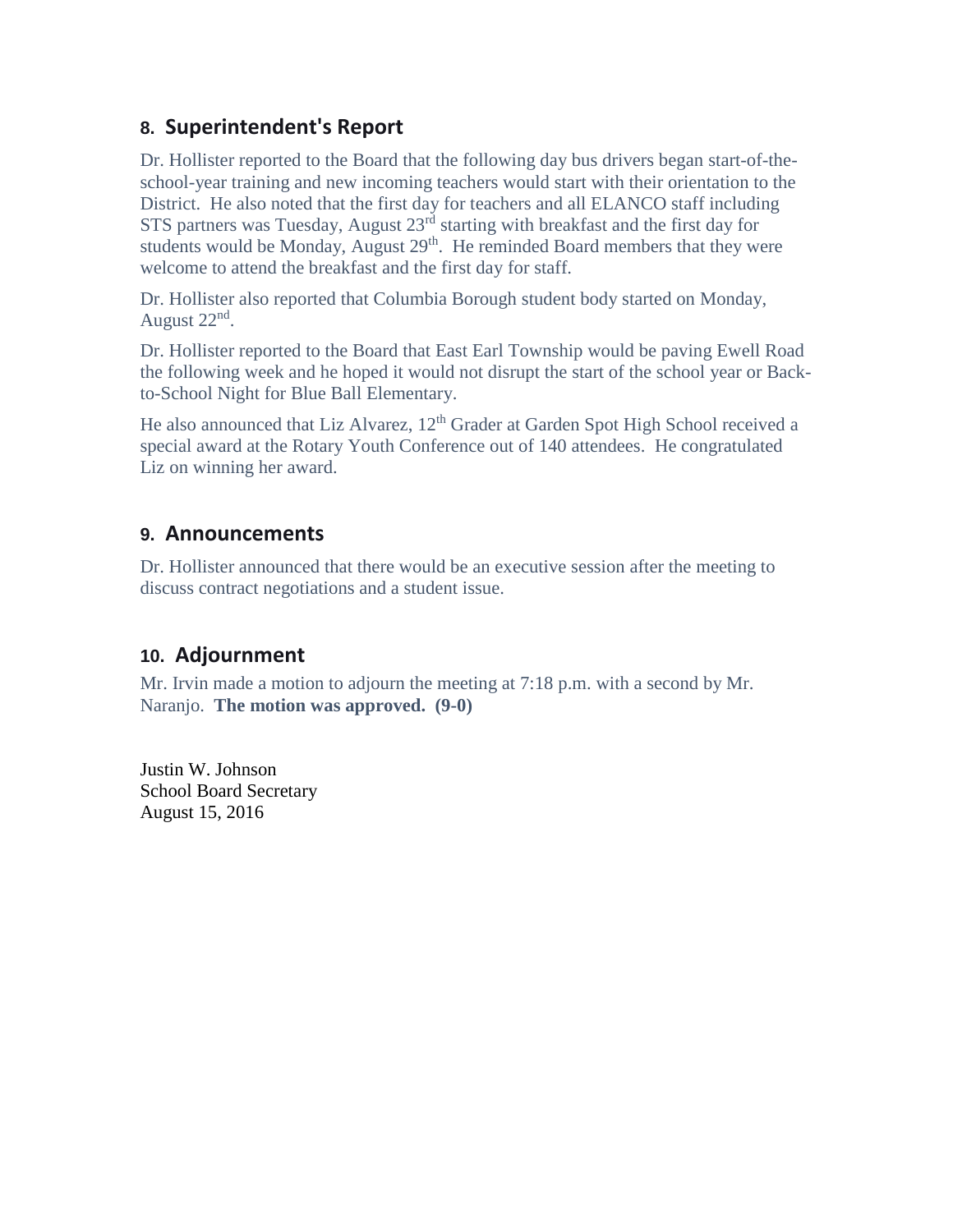## 8. Superintendent's Report

Dr. Hollister reported to the Board that the following day bus drivers began start-of-the-school-year training and new incoming teachers would start with their orientation to the District. He also noted that the first day for teachers and all ELANCO staff including STS partners was Tuesday, August 23rd starting with breakfast and the first day for students would be Monday, August 29th. He reminded Board members that they were welcome to attend the breakfast and the first day for staff.

Dr. Hollister also reported that Columbia Borough student body started on Monday, August 22nd.

Dr. Hollister reported to the Board that East Earl Township would be paving Ewell Road the following week and he hoped it would not disrupt the start of the school year or Back-to-School Night for Blue Ball Elementary.

He also announced that Liz Alvarez, 12th Grader at Garden Spot High School received a special award at the Rotary Youth Conference out of 140 attendees. He congratulated Liz on winning her award.

## 9. Announcements

Dr. Hollister announced that there would be an executive session after the meeting to discuss contract negotiations and a student issue.

## 10. Adjournment

Mr. Irvin made a motion to adjourn the meeting at 7:18 p.m. with a second by Mr. Naranjo. **The motion was approved. (9-0)**

Justin W. Johnson
School Board Secretary
August 15, 2016